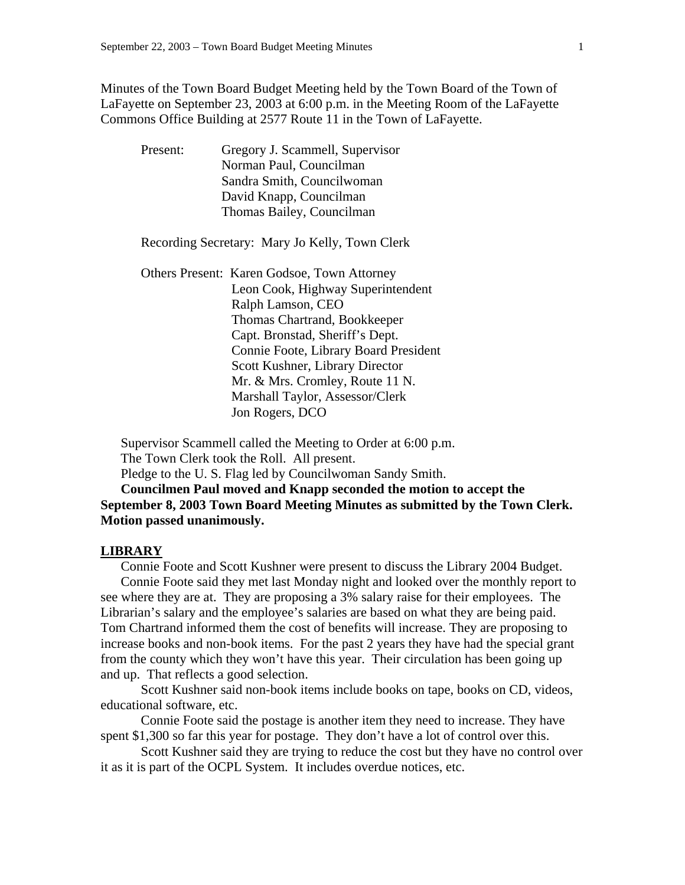Minutes of the Town Board Budget Meeting held by the Town Board of the Town of LaFayette on September 23, 2003 at 6:00 p.m. in the Meeting Room of the LaFayette Commons Office Building at 2577 Route 11 in the Town of LaFayette.

Present: Gregory J. Scammell, Supervisor
Norman Paul, Councilman
Sandra Smith, Councilwoman
David Knapp, Councilman
Thomas Bailey, Councilman

Recording Secretary: Mary Jo Kelly, Town Clerk

Others Present: Karen Godsoe, Town Attorney
Leon Cook, Highway Superintendent
Ralph Lamson, CEO
Thomas Chartrand, Bookkeeper
Capt. Bronstad, Sheriff's Dept.
Connie Foote, Library Board President
Scott Kushner, Library Director
Mr. & Mrs. Cromley, Route 11 N.
Marshall Taylor, Assessor/Clerk
Jon Rogers, DCO

Supervisor Scammell called the Meeting to Order at 6:00 p.m.
The Town Clerk took the Roll. All present.
Pledge to the U. S. Flag led by Councilwoman Sandy Smith.

**Councilmen Paul moved and Knapp seconded the motion to accept the September 8, 2003 Town Board Meeting Minutes as submitted by the Town Clerk. Motion passed unanimously.**

## LIBRARY

Connie Foote and Scott Kushner were present to discuss the Library 2004 Budget.

Connie Foote said they met last Monday night and looked over the monthly report to see where they are at. They are proposing a 3% salary raise for their employees. The Librarian's salary and the employee's salaries are based on what they are being paid. Tom Chartrand informed them the cost of benefits will increase. They are proposing to increase books and non-book items. For the past 2 years they have had the special grant from the county which they won't have this year. Their circulation has been going up and up. That reflects a good selection.

Scott Kushner said non-book items include books on tape, books on CD, videos, educational software, etc.

Connie Foote said the postage is another item they need to increase. They have spent $1,300 so far this year for postage. They don't have a lot of control over this.

Scott Kushner said they are trying to reduce the cost but they have no control over it as it is part of the OCPL System. It includes overdue notices, etc.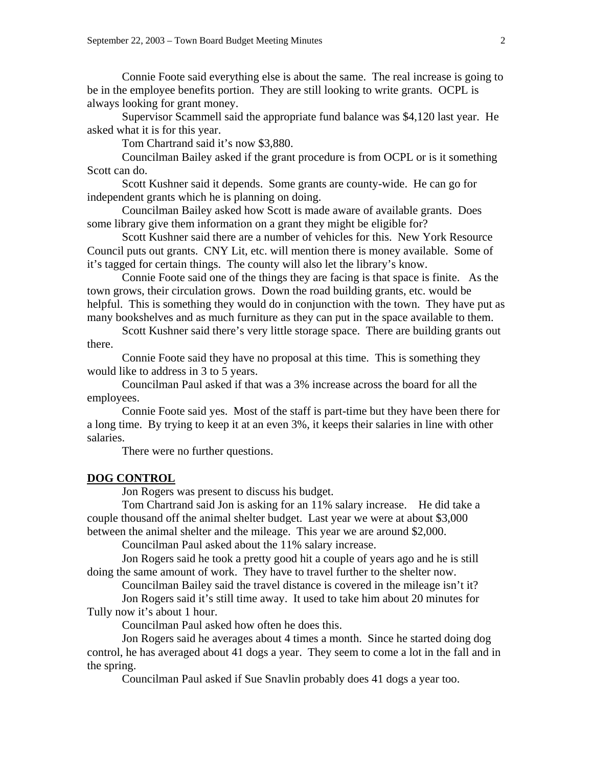Connie Foote said everything else is about the same. The real increase is going to be in the employee benefits portion. They are still looking to write grants. OCPL is always looking for grant money.

Supervisor Scammell said the appropriate fund balance was $4,120 last year. He asked what it is for this year.

Tom Chartrand said it's now $3,880.

Councilman Bailey asked if the grant procedure is from OCPL or is it something Scott can do.

Scott Kushner said it depends. Some grants are county-wide. He can go for independent grants which he is planning on doing.

Councilman Bailey asked how Scott is made aware of available grants. Does some library give them information on a grant they might be eligible for?

Scott Kushner said there are a number of vehicles for this. New York Resource Council puts out grants. CNY Lit, etc. will mention there is money available. Some of it's tagged for certain things. The county will also let the library's know.

Connie Foote said one of the things they are facing is that space is finite. As the town grows, their circulation grows. Down the road building grants, etc. would be helpful. This is something they would do in conjunction with the town. They have put as many bookshelves and as much furniture as they can put in the space available to them.

Scott Kushner said there's very little storage space. There are building grants out there.

Connie Foote said they have no proposal at this time. This is something they would like to address in 3 to 5 years.

Councilman Paul asked if that was a 3% increase across the board for all the employees.

Connie Foote said yes. Most of the staff is part-time but they have been there for a long time. By trying to keep it at an even 3%, it keeps their salaries in line with other salaries.

There were no further questions.

## DOG CONTROL

Jon Rogers was present to discuss his budget.

Tom Chartrand said Jon is asking for an 11% salary increase. He did take a couple thousand off the animal shelter budget. Last year we were at about $3,000 between the animal shelter and the mileage. This year we are around $2,000.

Councilman Paul asked about the 11% salary increase.

Jon Rogers said he took a pretty good hit a couple of years ago and he is still doing the same amount of work. They have to travel further to the shelter now.

Councilman Bailey said the travel distance is covered in the mileage isn't it?

Jon Rogers said it's still time away. It used to take him about 20 minutes for Tully now it's about 1 hour.

Councilman Paul asked how often he does this.

Jon Rogers said he averages about 4 times a month. Since he started doing dog control, he has averaged about 41 dogs a year. They seem to come a lot in the fall and in the spring.

Councilman Paul asked if Sue Snavlin probably does 41 dogs a year too.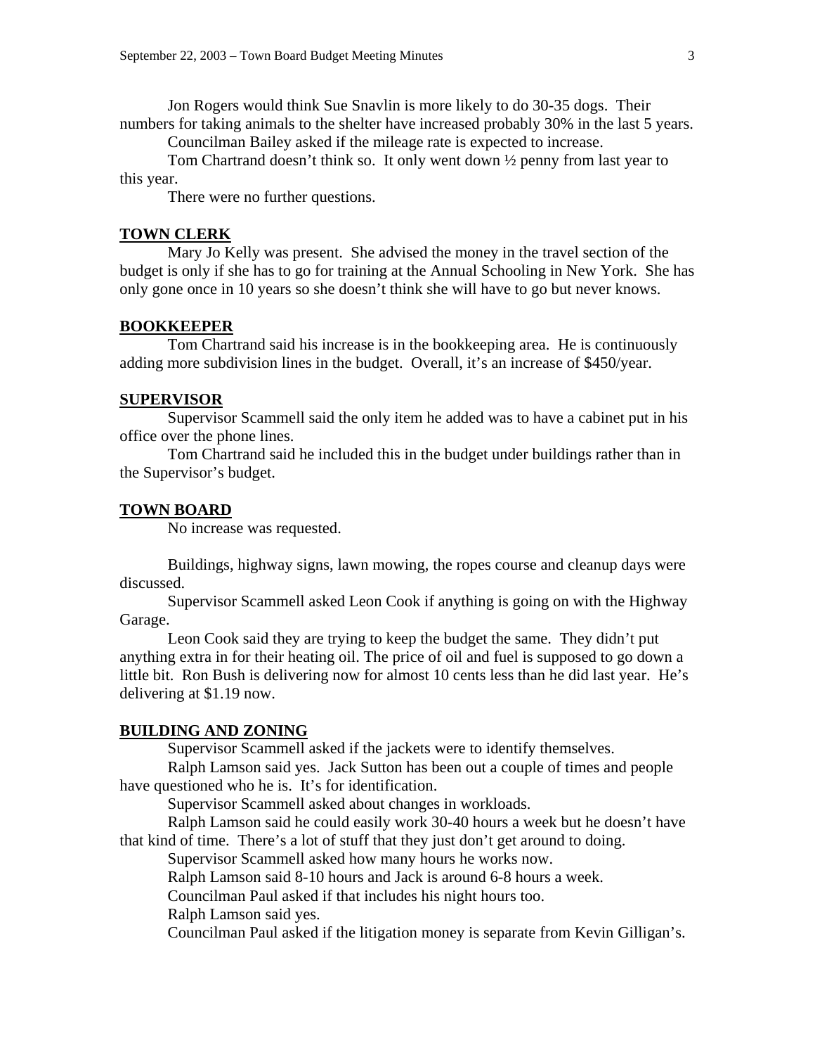Jon Rogers would think Sue Snavlin is more likely to do 30-35 dogs. Their numbers for taking animals to the shelter have increased probably 30% in the last 5 years.

Councilman Bailey asked if the mileage rate is expected to increase.

Tom Chartrand doesn't think so. It only went down ½ penny from last year to this year.

There were no further questions.

**TOWN CLERK**

Mary Jo Kelly was present. She advised the money in the travel section of the budget is only if she has to go for training at the Annual Schooling in New York. She has only gone once in 10 years so she doesn't think she will have to go but never knows.

**BOOKKEEPER**

Tom Chartrand said his increase is in the bookkeeping area. He is continuously adding more subdivision lines in the budget. Overall, it's an increase of $450/year.

**SUPERVISOR**

Supervisor Scammell said the only item he added was to have a cabinet put in his office over the phone lines.

Tom Chartrand said he included this in the budget under buildings rather than in the Supervisor's budget.

**TOWN BOARD**

No increase was requested.

Buildings, highway signs, lawn mowing, the ropes course and cleanup days were discussed.

Supervisor Scammell asked Leon Cook if anything is going on with the Highway Garage.

Leon Cook said they are trying to keep the budget the same. They didn't put anything extra in for their heating oil. The price of oil and fuel is supposed to go down a little bit. Ron Bush is delivering now for almost 10 cents less than he did last year. He's delivering at $1.19 now.

**BUILDING AND ZONING**

Supervisor Scammell asked if the jackets were to identify themselves.

Ralph Lamson said yes. Jack Sutton has been out a couple of times and people have questioned who he is. It's for identification.

Supervisor Scammell asked about changes in workloads.

Ralph Lamson said he could easily work 30-40 hours a week but he doesn't have that kind of time. There's a lot of stuff that they just don't get around to doing.

Supervisor Scammell asked how many hours he works now.

Ralph Lamson said 8-10 hours and Jack is around 6-8 hours a week.

Councilman Paul asked if that includes his night hours too.

Ralph Lamson said yes.

Councilman Paul asked if the litigation money is separate from Kevin Gilligan's.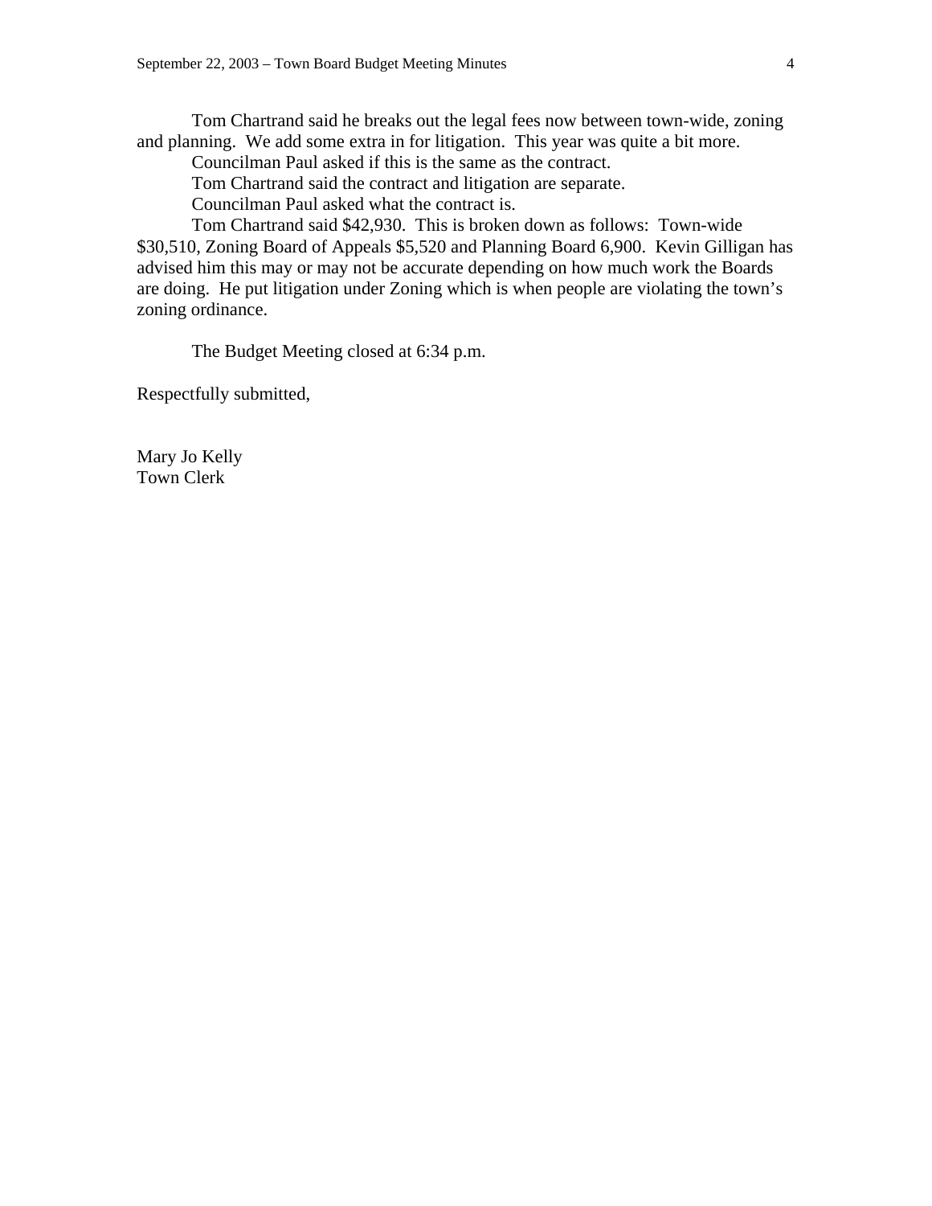Tom Chartrand said he breaks out the legal fees now between town-wide, zoning and planning.  We add some extra in for litigation.  This year was quite a bit more.

Councilman Paul asked if this is the same as the contract.

Tom Chartrand said the contract and litigation are separate.

Councilman Paul asked what the contract is.

Tom Chartrand said $42,930.  This is broken down as follows:  Town-wide $30,510, Zoning Board of Appeals $5,520 and Planning Board 6,900.  Kevin Gilligan has advised him this may or may not be accurate depending on how much work the Boards are doing.  He put litigation under Zoning which is when people are violating the town's zoning ordinance.

The Budget Meeting closed at 6:34 p.m.

Respectfully submitted,

Mary Jo Kelly
Town Clerk